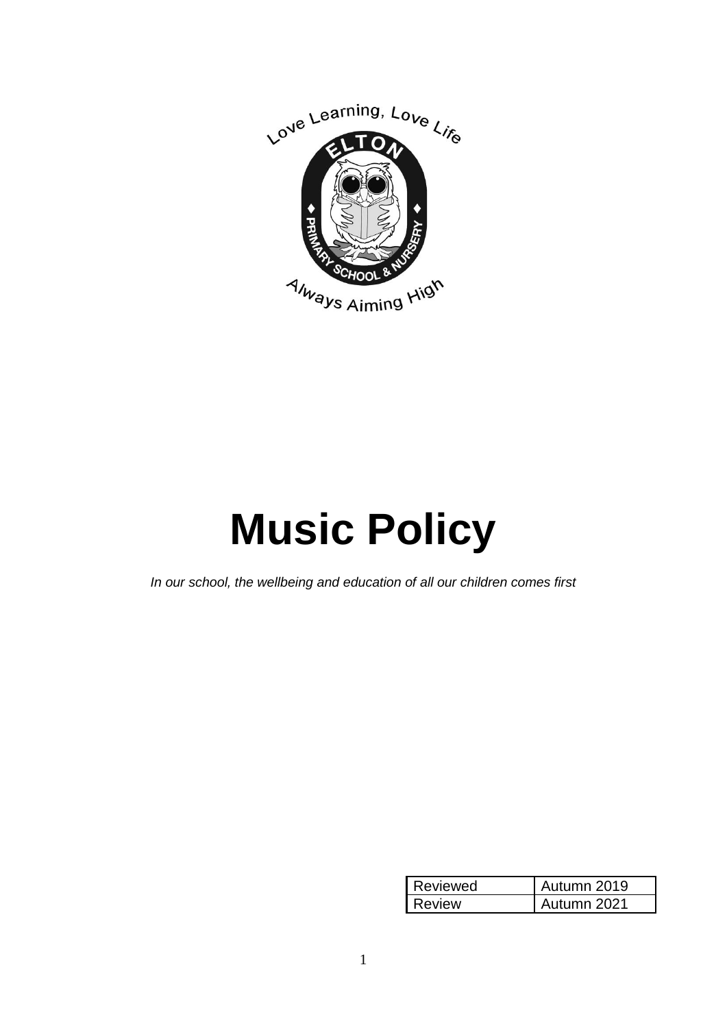# Music Policy

*In our school, the wellbeing and education of all our children comes first*

| Reviewed | Autumn 2019 |
|---|---|
| Review | Autumn 2021 |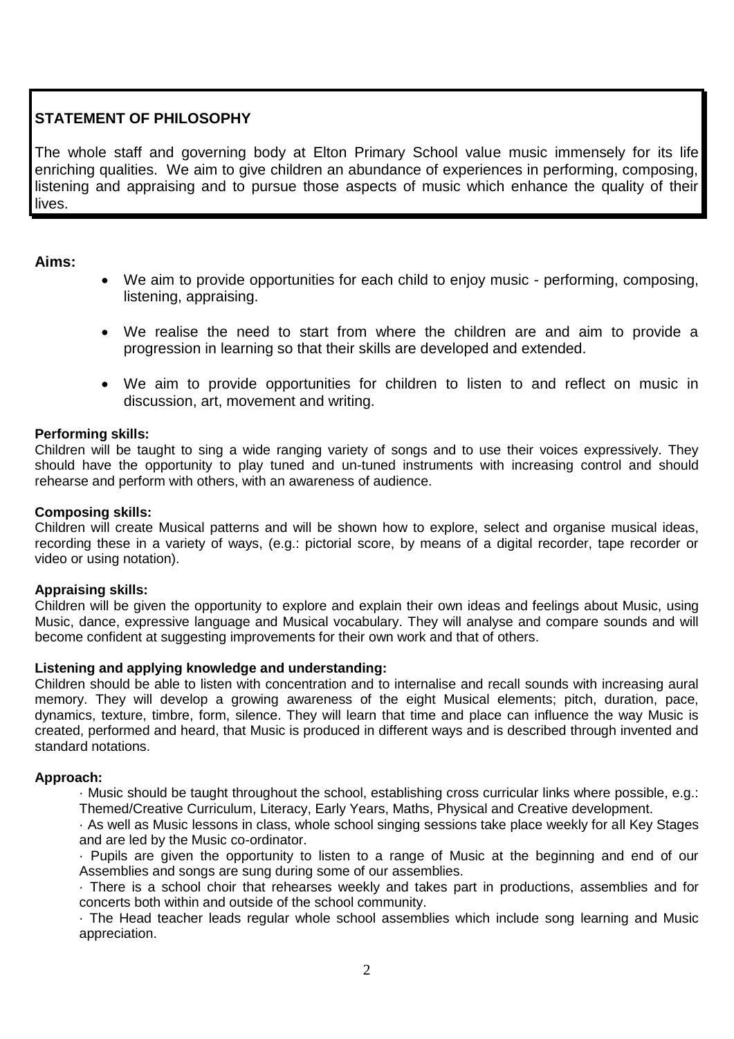**STATEMENT OF PHILOSOPHY**

The whole staff and governing body at Elton Primary School value music immensely for its life enriching qualities. We aim to give children an abundance of experiences in performing, composing, listening and appraising and to pursue those aspects of music which enhance the quality of their lives.

**Aims:**

- We aim to provide opportunities for each child to enjoy music - performing, composing, listening, appraising.
- We realise the need to start from where the children are and aim to provide a progression in learning so that their skills are developed and extended.
- We aim to provide opportunities for children to listen to and reflect on music in discussion, art, movement and writing.

**Performing skills:**

Children will be taught to sing a wide ranging variety of songs and to use their voices expressively. They should have the opportunity to play tuned and un-tuned instruments with increasing control and should rehearse and perform with others, with an awareness of audience.

**Composing skills:**

Children will create Musical patterns and will be shown how to explore, select and organise musical ideas, recording these in a variety of ways, (e.g.: pictorial score, by means of a digital recorder, tape recorder or video or using notation).

**Appraising skills:**

Children will be given the opportunity to explore and explain their own ideas and feelings about Music, using Music, dance, expressive language and Musical vocabulary. They will analyse and compare sounds and will become confident at suggesting improvements for their own work and that of others.

**Listening and applying knowledge and understanding:**

Children should be able to listen with concentration and to internalise and recall sounds with increasing aural memory. They will develop a growing awareness of the eight Musical elements; pitch, duration, pace, dynamics, texture, timbre, form, silence. They will learn that time and place can influence the way Music is created, performed and heard, that Music is produced in different ways and is described through invented and standard notations.

**Approach:**

· Music should be taught throughout the school, establishing cross curricular links where possible, e.g.: Themed/Creative Curriculum, Literacy, Early Years, Maths, Physical and Creative development.

· As well as Music lessons in class, whole school singing sessions take place weekly for all Key Stages and are led by the Music co-ordinator.

· Pupils are given the opportunity to listen to a range of Music at the beginning and end of our Assemblies and songs are sung during some of our assemblies.

· There is a school choir that rehearses weekly and takes part in productions, assemblies and for concerts both within and outside of the school community.

· The Head teacher leads regular whole school assemblies which include song learning and Music appreciation.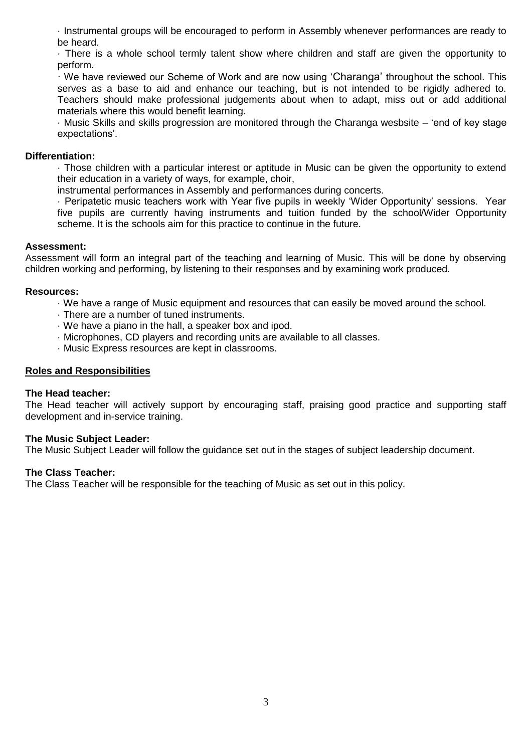· Instrumental groups will be encouraged to perform in Assembly whenever performances are ready to be heard.

· There is a whole school termly talent show where children and staff are given the opportunity to perform.

· We have reviewed our Scheme of Work and are now using 'Charanga' throughout the school. This serves as a base to aid and enhance our teaching, but is not intended to be rigidly adhered to. Teachers should make professional judgements about when to adapt, miss out or add additional materials where this would benefit learning.

· Music Skills and skills progression are monitored through the Charanga wesbsite – 'end of key stage expectations'.

**Differentiation:**

· Those children with a particular interest or aptitude in Music can be given the opportunity to extend their education in a variety of ways, for example, choir,
instrumental performances in Assembly and performances during concerts.

· Peripatetic music teachers work with Year five pupils in weekly 'Wider Opportunity' sessions. Year five pupils are currently having instruments and tuition funded by the school/Wider Opportunity scheme. It is the schools aim for this practice to continue in the future.

**Assessment:**

Assessment will form an integral part of the teaching and learning of Music. This will be done by observing children working and performing, by listening to their responses and by examining work produced.

**Resources:**

· We have a range of Music equipment and resources that can easily be moved around the school.
· There are a number of tuned instruments.
· We have a piano in the hall, a speaker box and ipod.
· Microphones, CD players and recording units are available to all classes.
· Music Express resources are kept in classrooms.

**Roles and Responsibilities**

**The Head teacher:**

The Head teacher will actively support by encouraging staff, praising good practice and supporting staff development and in-service training.

**The Music Subject Leader:**

The Music Subject Leader will follow the guidance set out in the stages of subject leadership document.

**The Class Teacher:**

The Class Teacher will be responsible for the teaching of Music as set out in this policy.